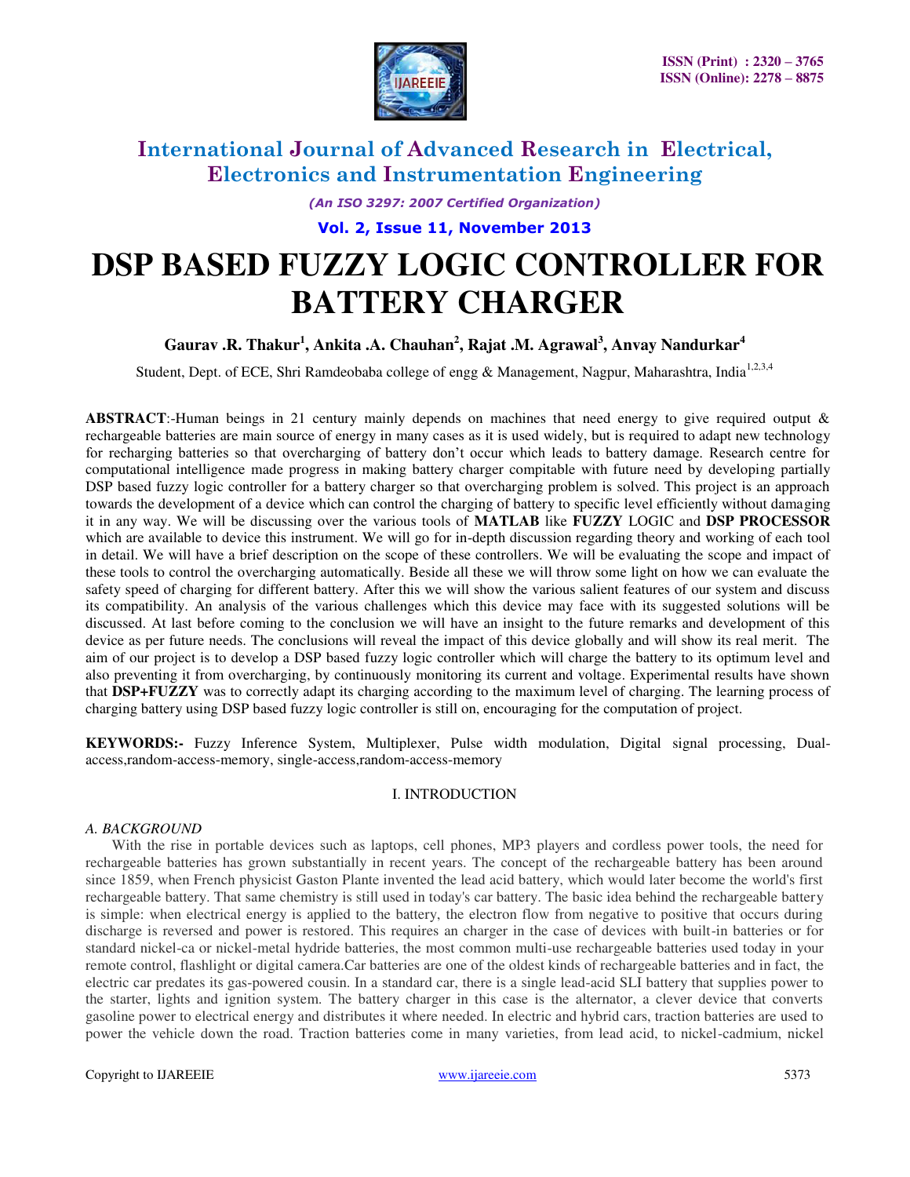# DSP BASED FUZZY LOGIC CONTROLLER FOR BATTERY CHARGER

**Gaurav .R. Thakur[1], Ankita .A. Chauhan[2], Rajat .M. Agrawal[3], Anvay Nandurkar[4]**

Student, Dept. of ECE, Shri Ramdeobaba college of engg & Management, Nagpur, Maharashtra, India[1,2,3,4]

**ABSTRACT**:-Human beings in 21 century mainly depends on machines that need energy to give required output & rechargeable batteries are main source of energy in many cases as it is used widely, but is required to adapt new technology for recharging batteries so that overcharging of battery don't occur which leads to battery damage. Research centre for computational intelligence made progress in making battery charger compitable with future need by developing partially DSP based fuzzy logic controller for a battery charger so that overcharging problem is solved. This project is an approach towards the development of a device which can control the charging of battery to specific level efficiently without damaging it in any way. We will be discussing over the various tools of **MATLAB** like **FUZZY** LOGIC and **DSP PROCESSOR** which are available to device this instrument. We will go for in-depth discussion regarding theory and working of each tool in detail. We will have a brief description on the scope of these controllers. We will be evaluating the scope and impact of these tools to control the overcharging automatically. Beside all these we will throw some light on how we can evaluate the safety speed of charging for different battery. After this we will show the various salient features of our system and discuss its compatibility. An analysis of the various challenges which this device may face with its suggested solutions will be discussed. At last before coming to the conclusion we will have an insight to the future remarks and development of this device as per future needs. The conclusions will reveal the impact of this device globally and will show its real merit. The aim of our project is to develop a DSP based fuzzy logic controller which will charge the battery to its optimum level and also preventing it from overcharging, by continuously monitoring its current and voltage. Experimental results have shown that **DSP+FUZZY** was to correctly adapt its charging according to the maximum level of charging. The learning process of charging battery using DSP based fuzzy logic controller is still on, encouraging for the computation of project.

**KEYWORDS:-** Fuzzy Inference System, Multiplexer, Pulse width modulation, Digital signal processing, Dual-access,random-access-memory, single-access,random-access-memory

## I. INTRODUCTION

### *A. BACKGROUND*

With the rise in portable devices such as laptops, cell phones, MP3 players and cordless power tools, the need for rechargeable batteries has grown substantially in recent years. The concept of the rechargeable battery has been around since 1859, when French physicist Gaston Plante invented the lead acid battery, which would later become the world's first rechargeable battery. That same chemistry is still used in today's car battery. The basic idea behind the rechargeable battery is simple: when electrical energy is applied to the battery, the electron flow from negative to positive that occurs during discharge is reversed and power is restored. This requires an charger in the case of devices with built-in batteries or for standard nickel-ca or nickel-metal hydride batteries, the most common multi-use rechargeable batteries used today in your remote control, flashlight or digital camera.Car batteries are one of the oldest kinds of rechargeable batteries and in fact, the electric car predates its gas-powered cousin. In a standard car, there is a single lead-acid SLI battery that supplies power to the starter, lights and ignition system. The battery charger in this case is the alternator, a clever device that converts gasoline power to electrical energy and distributes it where needed. In electric and hybrid cars, traction batteries are used to power the vehicle down the road. Traction batteries come in many varieties, from lead acid, to nickel-cadmium, nickel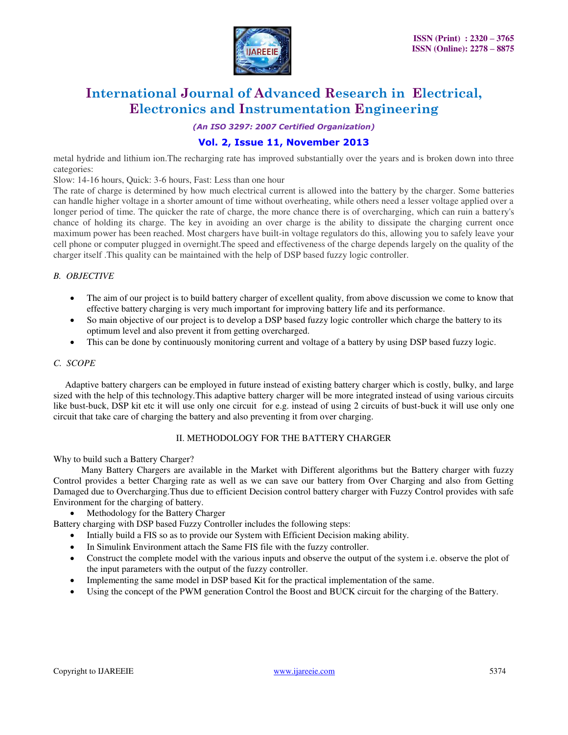metal hydride and lithium ion.The recharging rate has improved substantially over the years and is broken down into three categories:

Slow: 14-16 hours, Quick: 3-6 hours, Fast: Less than one hour

The rate of charge is determined by how much electrical current is allowed into the battery by the charger. Some batteries can handle higher voltage in a shorter amount of time without overheating, while others need a lesser voltage applied over a longer period of time. The quicker the rate of charge, the more chance there is of overcharging, which can ruin a battery's chance of holding its charge. The key in avoiding an over charge is the ability to dissipate the charging current once maximum power has been reached. Most chargers have built-in voltage regulators do this, allowing you to safely leave your cell phone or computer plugged in overnight.The speed and effectiveness of the charge depends largely on the quality of the charger itself .This quality can be maintained with the help of DSP based fuzzy logic controller.

### *B. OBJECTIVE*

- The aim of our project is to build battery charger of excellent quality, from above discussion we come to know that effective battery charging is very much important for improving battery life and its performance.
- So main objective of our project is to develop a DSP based fuzzy logic controller which charge the battery to its optimum level and also prevent it from getting overcharged.
- This can be done by continuously monitoring current and voltage of a battery by using DSP based fuzzy logic.

### *C. SCOPE*

Adaptive battery chargers can be employed in future instead of existing battery charger which is costly, bulky, and large sized with the help of this technology.This adaptive battery charger will be more integrated instead of using various circuits like bust-buck, DSP kit etc it will use only one circuit for e.g. instead of using 2 circuits of bust-buck it will use only one circuit that take care of charging the battery and also preventing it from over charging.

## II. METHODOLOGY FOR THE BATTERY CHARGER

Why to build such a Battery Charger?

Many Battery Chargers are available in the Market with Different algorithms but the Battery charger with fuzzy Control provides a better Charging rate as well as we can save our battery from Over Charging and also from Getting Damaged due to Overcharging.Thus due to efficient Decision control battery charger with Fuzzy Control provides with safe Environment for the charging of battery.

- Methodology for the Battery Charger

Battery charging with DSP based Fuzzy Controller includes the following steps:

- Intially build a FIS so as to provide our System with Efficient Decision making ability.
- In Simulink Environment attach the Same FIS file with the fuzzy controller.
- Construct the complete model with the various inputs and observe the output of the system i.e. observe the plot of the input parameters with the output of the fuzzy controller.
- Implementing the same model in DSP based Kit for the practical implementation of the same.
- Using the concept of the PWM generation Control the Boost and BUCK circuit for the charging of the Battery.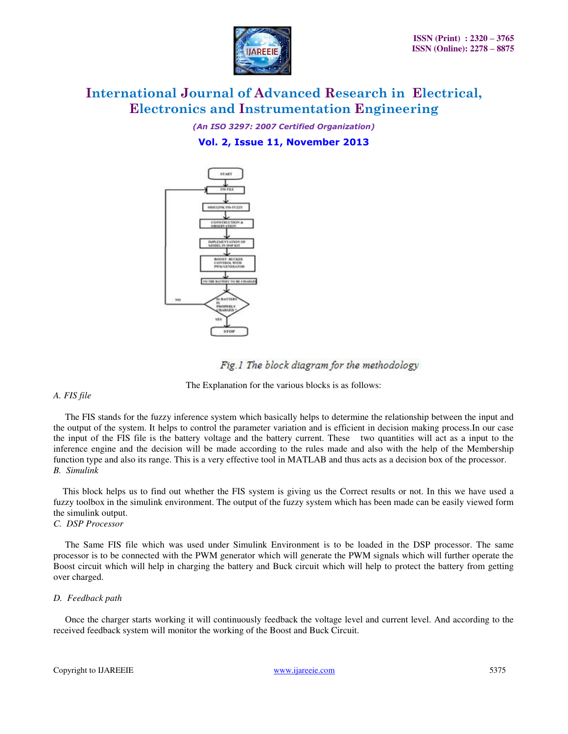Fig.1 The block diagram for the methodology

The Explanation for the various blocks is as follows:

*A. FIS file*

The FIS stands for the fuzzy inference system which basically helps to determine the relationship between the input and the output of the system. It helps to control the parameter variation and is efficient in decision making process.In our case the input of the FIS file is the battery voltage and the battery current. These two quantities will act as a input to the inference engine and the decision will be made according to the rules made and also with the help of the Membership function type and also its range. This is a very effective tool in MATLAB and thus acts as a decision box of the processor.

*B. Simulink*

This block helps us to find out whether the FIS system is giving us the Correct results or not. In this we have used a fuzzy toolbox in the simulink environment. The output of the fuzzy system which has been made can be easily viewed form the simulink output.

*C. DSP Processor*

The Same FIS file which was used under Simulink Environment is to be loaded in the DSP processor. The same processor is to be connected with the PWM generator which will generate the PWM signals which will further operate the Boost circuit which will help in charging the battery and Buck circuit which will help to protect the battery from getting over charged.

*D. Feedback path*

Once the charger starts working it will continuously feedback the voltage level and current level. And according to the received feedback system will monitor the working of the Boost and Buck Circuit.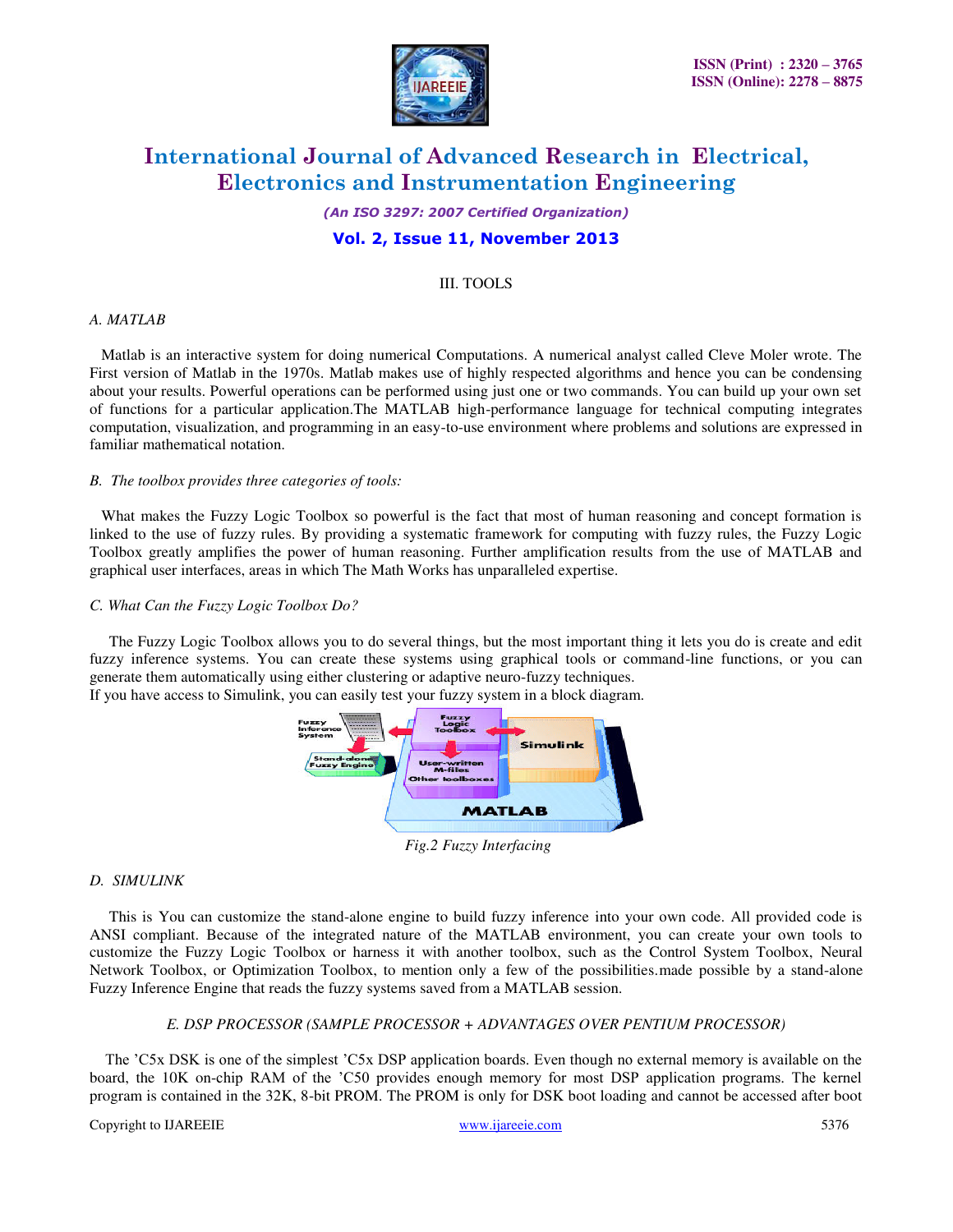## III. TOOLS

### *A. MATLAB*

Matlab is an interactive system for doing numerical Computations. A numerical analyst called Cleve Moler wrote. The First version of Matlab in the 1970s. Matlab makes use of highly respected algorithms and hence you can be condensing about your results. Powerful operations can be performed using just one or two commands. You can build up your own set of functions for a particular application.The MATLAB high-performance language for technical computing integrates computation, visualization, and programming in an easy-to-use environment where problems and solutions are expressed in familiar mathematical notation.

### *B. The toolbox provides three categories of tools:*

What makes the Fuzzy Logic Toolbox so powerful is the fact that most of human reasoning and concept formation is linked to the use of fuzzy rules. By providing a systematic framework for computing with fuzzy rules, the Fuzzy Logic Toolbox greatly amplifies the power of human reasoning. Further amplification results from the use of MATLAB and graphical user interfaces, areas in which The Math Works has unparalleled expertise.

### *C. What Can the Fuzzy Logic Toolbox Do?*

The Fuzzy Logic Toolbox allows you to do several things, but the most important thing it lets you do is create and edit fuzzy inference systems. You can create these systems using graphical tools or command-line functions, or you can generate them automatically using either clustering or adaptive neuro-fuzzy techniques.
If you have access to Simulink, you can easily test your fuzzy system in a block diagram.

*Fig.2 Fuzzy Interfacing*

### *D. SIMULINK*

This is You can customize the stand-alone engine to build fuzzy inference into your own code. All provided code is ANSI compliant. Because of the integrated nature of the MATLAB environment, you can create your own tools to customize the Fuzzy Logic Toolbox or harness it with another toolbox, such as the Control System Toolbox, Neural Network Toolbox, or Optimization Toolbox, to mention only a few of the possibilities.made possible by a stand-alone Fuzzy Inference Engine that reads the fuzzy systems saved from a MATLAB session.

### *E. DSP PROCESSOR (SAMPLE PROCESSOR + ADVANTAGES OVER PENTIUM PROCESSOR)*

The 'C5x DSK is one of the simplest 'C5x DSP application boards. Even though no external memory is available on the board, the 10K on-chip RAM of the 'C50 provides enough memory for most DSP application programs. The kernel program is contained in the 32K, 8-bit PROM. The PROM is only for DSK boot loading and cannot be accessed after boot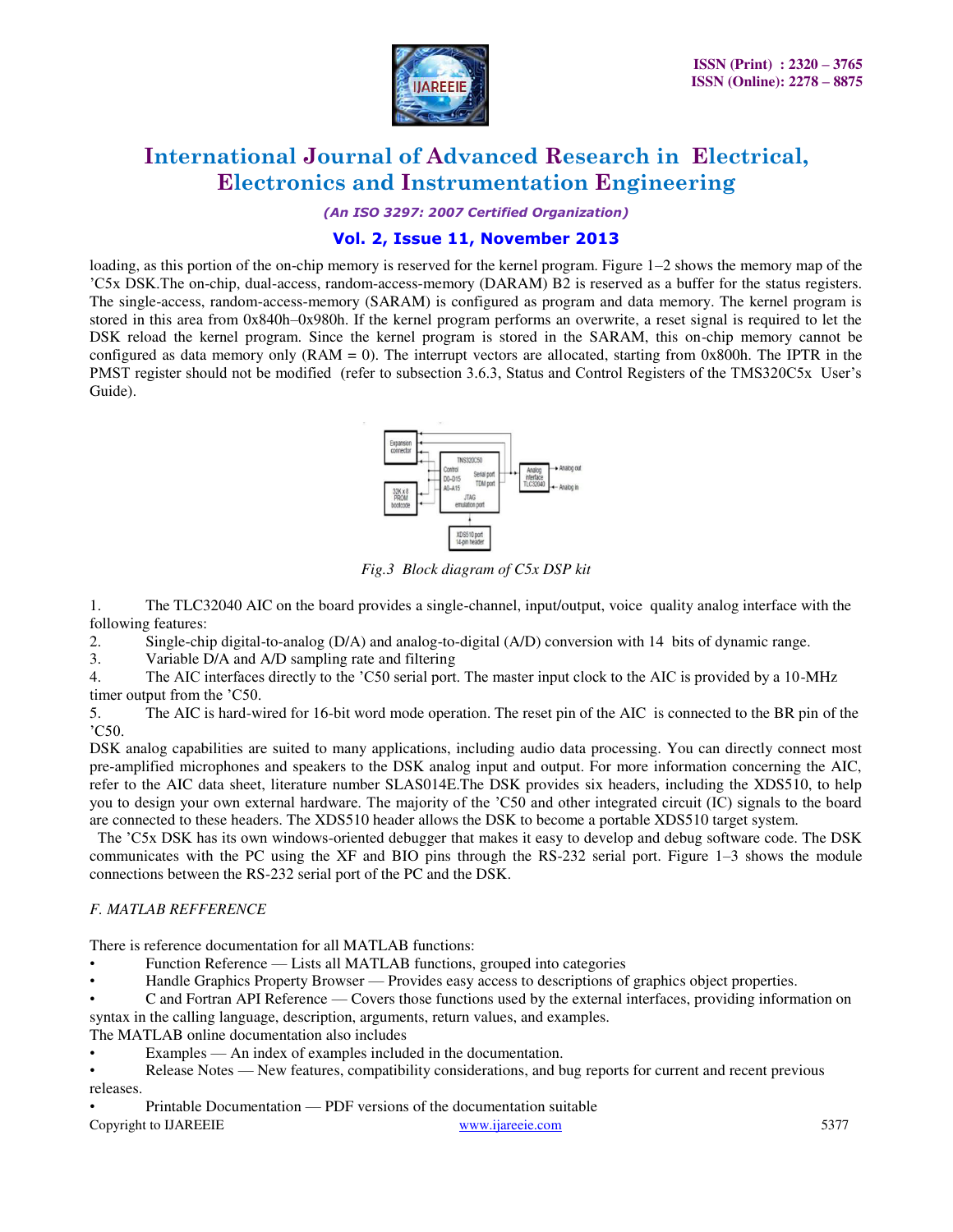loading, as this portion of the on-chip memory is reserved for the kernel program. Figure 1–2 shows the memory map of the 'C5x DSK.The on-chip, dual-access, random-access-memory (DARAM) B2 is reserved as a buffer for the status registers. The single-access, random-access-memory (SARAM) is configured as program and data memory. The kernel program is stored in this area from 0x840h–0x980h. If the kernel program performs an overwrite, a reset signal is required to let the DSK reload the kernel program. Since the kernel program is stored in the SARAM, this on-chip memory cannot be configured as data memory only (RAM = 0). The interrupt vectors are allocated, starting from 0x800h. The IPTR in the PMST register should not be modified (refer to subsection 3.6.3, Status and Control Registers of the TMS320C5x User's Guide).

*Fig.3 Block diagram of C5x DSP kit*

1. The TLC32040 AIC on the board provides a single-channel, input/output, voice quality analog interface with the following features:
2. Single-chip digital-to-analog (D/A) and analog-to-digital (A/D) conversion with 14 bits of dynamic range.
3. Variable D/A and A/D sampling rate and filtering
4. The AIC interfaces directly to the 'C50 serial port. The master input clock to the AIC is provided by a 10-MHz timer output from the 'C50.
5. The AIC is hard-wired for 16-bit word mode operation. The reset pin of the AIC is connected to the BR pin of the 'C50.

DSK analog capabilities are suited to many applications, including audio data processing. You can directly connect most pre-amplified microphones and speakers to the DSK analog input and output. For more information concerning the AIC, refer to the AIC data sheet, literature number SLAS014E.The DSK provides six headers, including the XDS510, to help you to design your own external hardware. The majority of the 'C50 and other integrated circuit (IC) signals to the board are connected to these headers. The XDS510 header allows the DSK to become a portable XDS510 target system.

The 'C5x DSK has its own windows-oriented debugger that makes it easy to develop and debug software code. The DSK communicates with the PC using the XF and BIO pins through the RS-232 serial port. Figure 1–3 shows the module connections between the RS-232 serial port of the PC and the DSK.

### *F. MATLAB REFFERENCE*

There is reference documentation for all MATLAB functions:

- Function Reference — Lists all MATLAB functions, grouped into categories
- Handle Graphics Property Browser — Provides easy access to descriptions of graphics object properties.
- C and Fortran API Reference — Covers those functions used by the external interfaces, providing information on syntax in the calling language, description, arguments, return values, and examples.

The MATLAB online documentation also includes

- Examples — An index of examples included in the documentation.
- Release Notes — New features, compatibility considerations, and bug reports for current and recent previous releases.
- Printable Documentation — PDF versions of the documentation suitable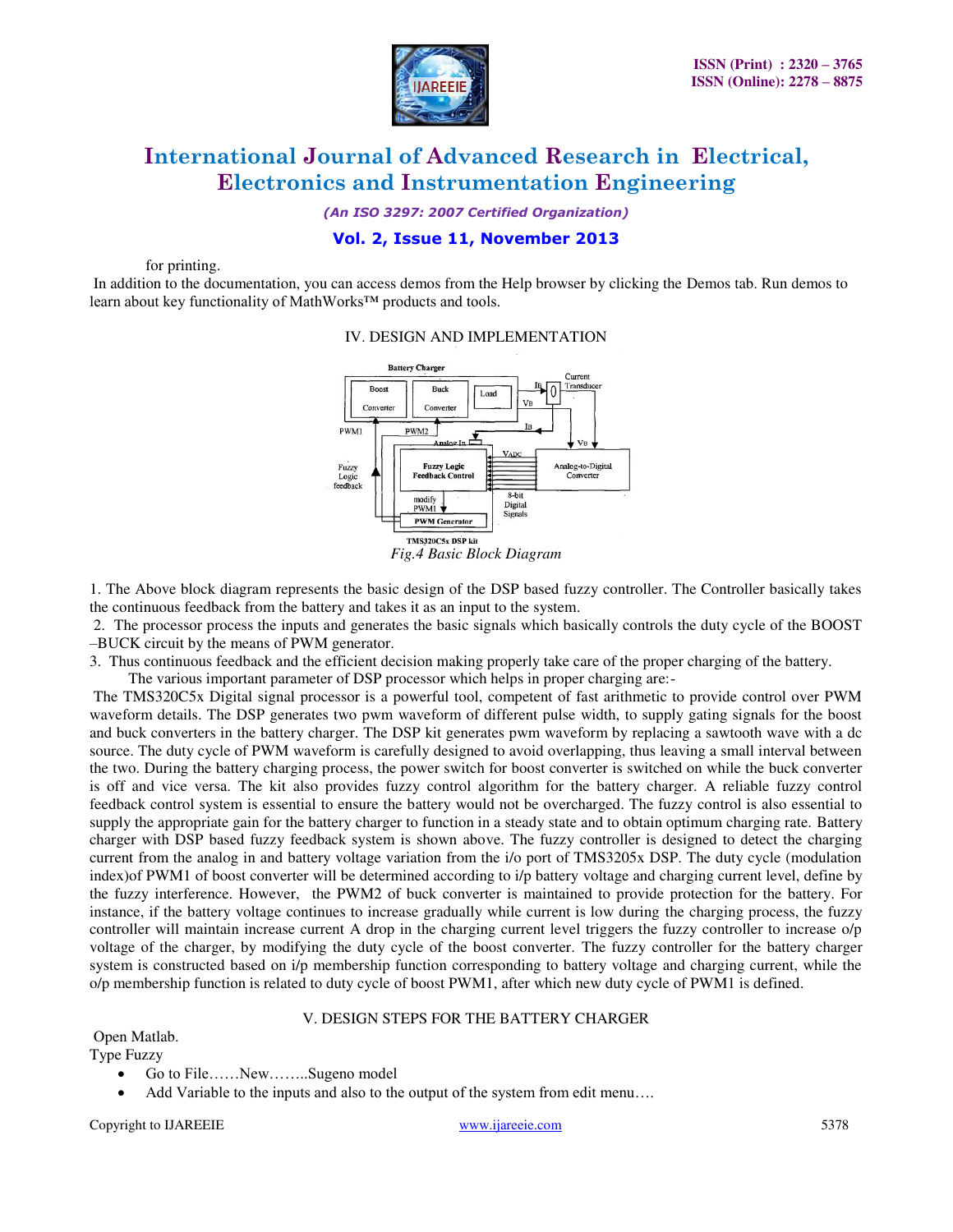for printing.

In addition to the documentation, you can access demos from the Help browser by clicking the Demos tab. Run demos to learn about key functionality of MathWorks™ products and tools.

## IV. DESIGN AND IMPLEMENTATION

*Fig.4 Basic Block Diagram*

1. The Above block diagram represents the basic design of the DSP based fuzzy controller. The Controller basically takes the continuous feedback from the battery and takes it as an input to the system.
2. The processor process the inputs and generates the basic signals which basically controls the duty cycle of the BOOST –BUCK circuit by the means of PWM generator.
3. Thus continuous feedback and the efficient decision making properly take care of the proper charging of the battery.

The various important parameter of DSP processor which helps in proper charging are:-

The TMS320C5x Digital signal processor is a powerful tool, competent of fast arithmetic to provide control over PWM waveform details. The DSP generates two pwm waveform of different pulse width, to supply gating signals for the boost and buck converters in the battery charger. The DSP kit generates pwm waveform by replacing a sawtooth wave with a dc source. The duty cycle of PWM waveform is carefully designed to avoid overlapping, thus leaving a small interval between the two. During the battery charging process, the power switch for boost converter is switched on while the buck converter is off and vice versa. The kit also provides fuzzy control algorithm for the battery charger. A reliable fuzzy control feedback control system is essential to ensure the battery would not be overcharged. The fuzzy control is also essential to supply the appropriate gain for the battery charger to function in a steady state and to obtain optimum charging rate. Battery charger with DSP based fuzzy feedback system is shown above. The fuzzy controller is designed to detect the charging current from the analog in and battery voltage variation from the i/o port of TMS3205x DSP. The duty cycle (modulation index)of PWM1 of boost converter will be determined according to i/p battery voltage and charging current level, define by the fuzzy interference. However, the PWM2 of buck converter is maintained to provide protection for the battery. For instance, if the battery voltage continues to increase gradually while current is low during the charging process, the fuzzy controller will maintain increase current A drop in the charging current level triggers the fuzzy controller to increase o/p voltage of the charger, by modifying the duty cycle of the boost converter. The fuzzy controller for the battery charger system is constructed based on i/p membership function corresponding to battery voltage and charging current, while the o/p membership function is related to duty cycle of boost PWM1, after which new duty cycle of PWM1 is defined.

## V. DESIGN STEPS FOR THE BATTERY CHARGER

Open Matlab.

Type Fuzzy

- Go to File……New……..Sugeno model
- Add Variable to the inputs and also to the output of the system from edit menu….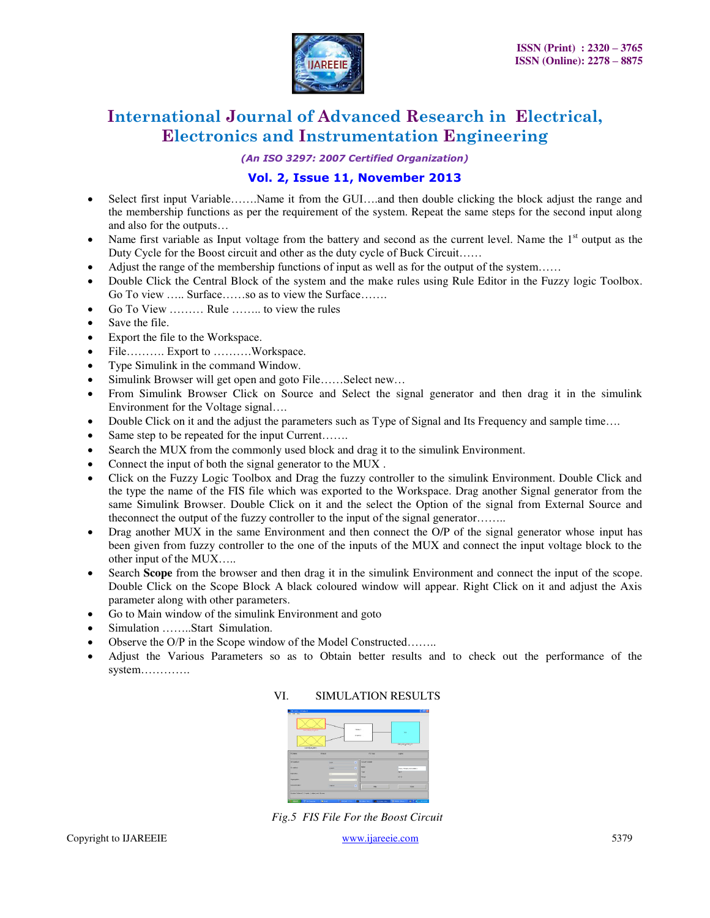- Select first input Variable…….Name it from the GUI….and then double clicking the block adjust the range and the membership functions as per the requirement of the system. Repeat the same steps for the second input along and also for the outputs…
- Name first variable as Input voltage from the battery and second as the current level. Name the 1st output as the Duty Cycle for the Boost circuit and other as the duty cycle of Buck Circuit……
- Adjust the range of the membership functions of input as well as for the output of the system……
- Double Click the Central Block of the system and the make rules using Rule Editor in the Fuzzy logic Toolbox. Go To view ….. Surface……so as to view the Surface…….
- Go To View ……… Rule …….. to view the rules
- Save the file.
- Export the file to the Workspace.
- File………. Export to ……….Workspace.
- Type Simulink in the command Window.
- Simulink Browser will get open and goto File……Select new…
- From Simulink Browser Click on Source and Select the signal generator and then drag it in the simulink Environment for the Voltage signal….
- Double Click on it and the adjust the parameters such as Type of Signal and Its Frequency and sample time….
- Same step to be repeated for the input Current…….
- Search the MUX from the commonly used block and drag it to the simulink Environment.
- Connect the input of both the signal generator to the MUX .
- Click on the Fuzzy Logic Toolbox and Drag the fuzzy controller to the simulink Environment. Double Click and the type the name of the FIS file which was exported to the Workspace. Drag another Signal generator from the same Simulink Browser. Double Click on it and the select the Option of the signal from External Source and theconnect the output of the fuzzy controller to the input of the signal generator……..
- Drag another MUX in the same Environment and then connect the O/P of the signal generator whose input has been given from fuzzy controller to the one of the inputs of the MUX and connect the input voltage block to the other input of the MUX…..
- Search **Scope** from the browser and then drag it in the simulink Environment and connect the input of the scope. Double Click on the Scope Block A black coloured window will appear. Right Click on it and adjust the Axis parameter along with other parameters.
- Go to Main window of the simulink Environment and goto
- Simulation ……..Start Simulation.
- Observe the O/P in the Scope window of the Model Constructed……..
- Adjust the Various Parameters so as to Obtain better results and to check out the performance of the system………….

## VI. SIMULATION RESULTS

*Fig.5 FIS File For the Boost Circuit*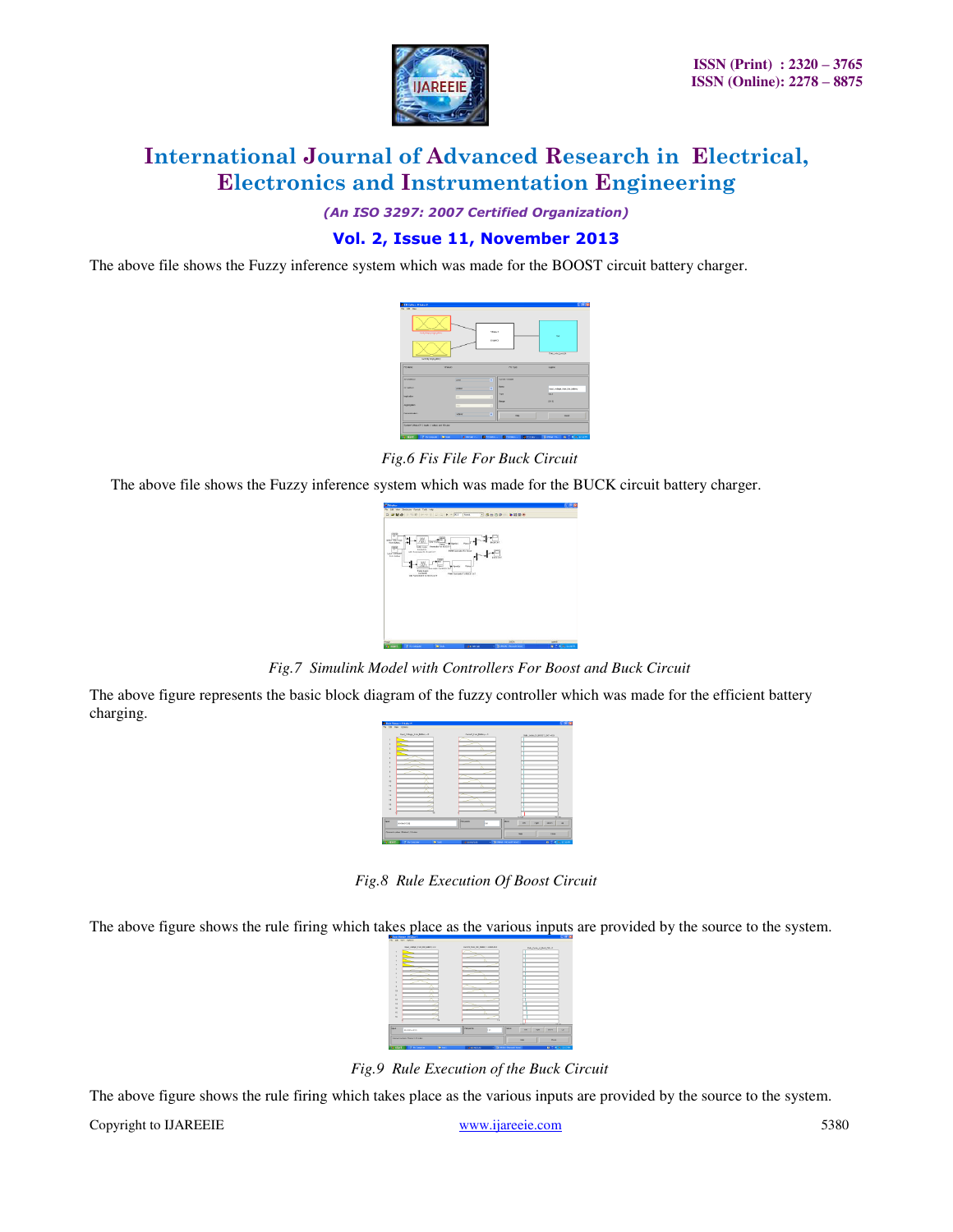The above file shows the Fuzzy inference system which was made for the BOOST circuit battery charger.

*Fig.6 Fis File For Buck Circuit*

The above file shows the Fuzzy inference system which was made for the BUCK circuit battery charger.

*Fig.7 Simulink Model with Controllers For Boost and Buck Circuit*

The above figure represents the basic block diagram of the fuzzy controller which was made for the efficient battery charging.

*Fig.8 Rule Execution Of Boost Circuit*

The above figure shows the rule firing which takes place as the various inputs are provided by the source to the system.

*Fig.9 Rule Execution of the Buck Circuit*

The above figure shows the rule firing which takes place as the various inputs are provided by the source to the system.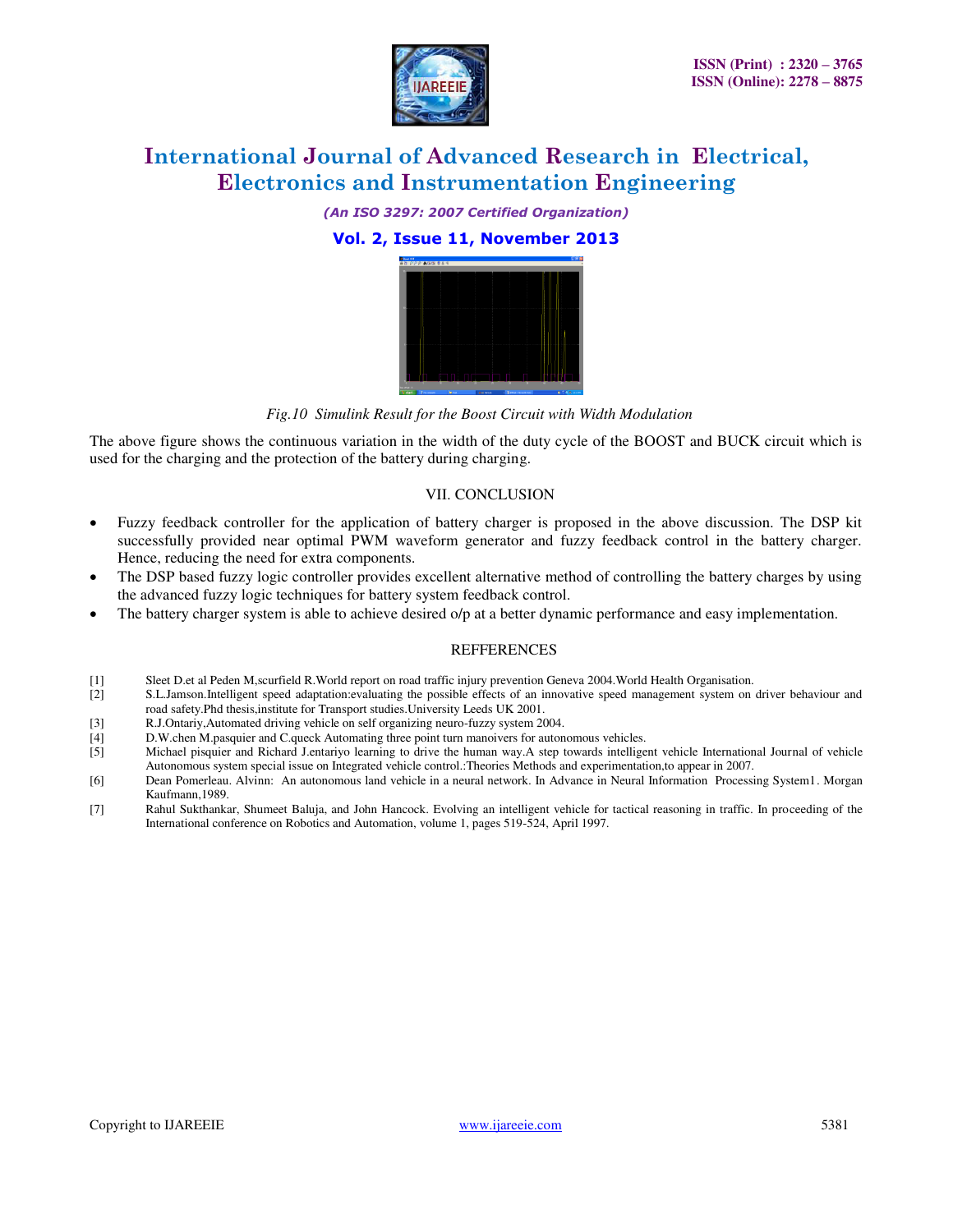*Fig.10  Simulink Result for the Boost Circuit with Width Modulation*

The above figure shows the continuous variation in the width of the duty cycle of the BOOST and BUCK circuit which is used for the charging and the protection of the battery during charging.

## VII. CONCLUSION

- Fuzzy feedback controller for the application of battery charger is proposed in the above discussion. The DSP kit successfully provided near optimal PWM waveform generator and fuzzy feedback control in the battery charger. Hence, reducing the need for extra components.
- The DSP based fuzzy logic controller provides excellent alternative method of controlling the battery charges by using the advanced fuzzy logic techniques for battery system feedback control.
- The battery charger system is able to achieve desired o/p at a better dynamic performance and easy implementation.

## REFFERENCES

[1] Sleet D.et al Peden M,scurfield R.World report on road traffic injury prevention Geneva 2004.World Health Organisation.

[2] S.L.Jamson.Intelligent speed adaptation:evaluating the possible effects of an innovative speed management system on driver behaviour and road safety.Phd thesis,institute for Transport studies.University Leeds UK 2001.

[3] R.J.Ontariy,Automated driving vehicle on self organizing neuro-fuzzy system 2004.

[4] D.W.chen M.pasquier and C.queck Automating three point turn manoivers for autonomous vehicles.

[5] Michael pisquier and Richard J.entariyo learning to drive the human way.A step towards intelligent vehicle International Journal of vehicle Autonomous system special issue on Integrated vehicle control.:Theories Methods and experimentation,to appear in 2007.

[6] Dean Pomerleau. Alvinn: An autonomous land vehicle in a neural network. In Advance in Neural Information Processing System1. Morgan Kaufmann,1989.

[7] Rahul Sukthankar, Shumeet Baluja, and John Hancock. Evolving an intelligent vehicle for tactical reasoning in traffic. In proceeding of the International conference on Robotics and Automation, volume 1, pages 519-524, April 1997.